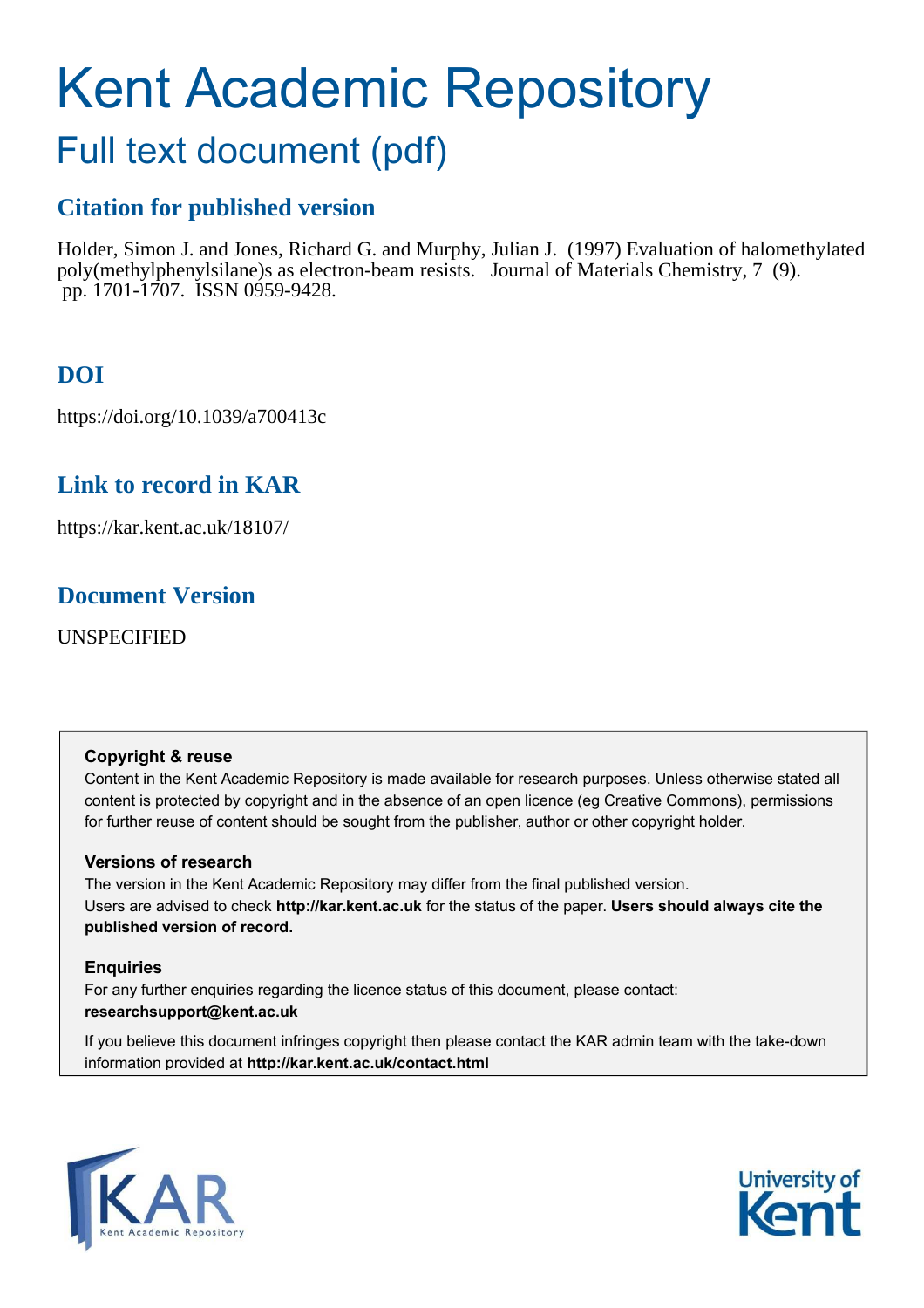# Kent Academic Repository

## Full text document (pdf)

### Citation for published version

Holder, Simon J. and Jones, Richard G. and Murphy, Julian J. (1997) Evaluation of halomethylated poly(methylphenylsilane)s as electron-beam resists. Journal of Materials Chemistry, 7 (9). pp. 1701-1707. ISSN 0959-9428.

### DOI

https://doi.org/10.1039/a700413c

### Link to record in KAR

https://kar.kent.ac.uk/18107/

### Document Version

UNSPECIFIED

**Copyright & reuse**

Content in the Kent Academic Repository is made available for research purposes. Unless otherwise stated all content is protected by copyright and in the absence of an open licence (eg Creative Commons), permissions for further reuse of content should be sought from the publisher, author or other copyright holder.

**Versions of research**

The version in the Kent Academic Repository may differ from the final published version. Users are advised to check **http://kar.kent.ac.uk** for the status of the paper. **Users should always cite the published version of record.**

**Enquiries**

For any further enquiries regarding the licence status of this document, please contact: **researchsupport@kent.ac.uk**

If you believe this document infringes copyright then please contact the KAR admin team with the take-down information provided at **http://kar.kent.ac.uk/contact.html**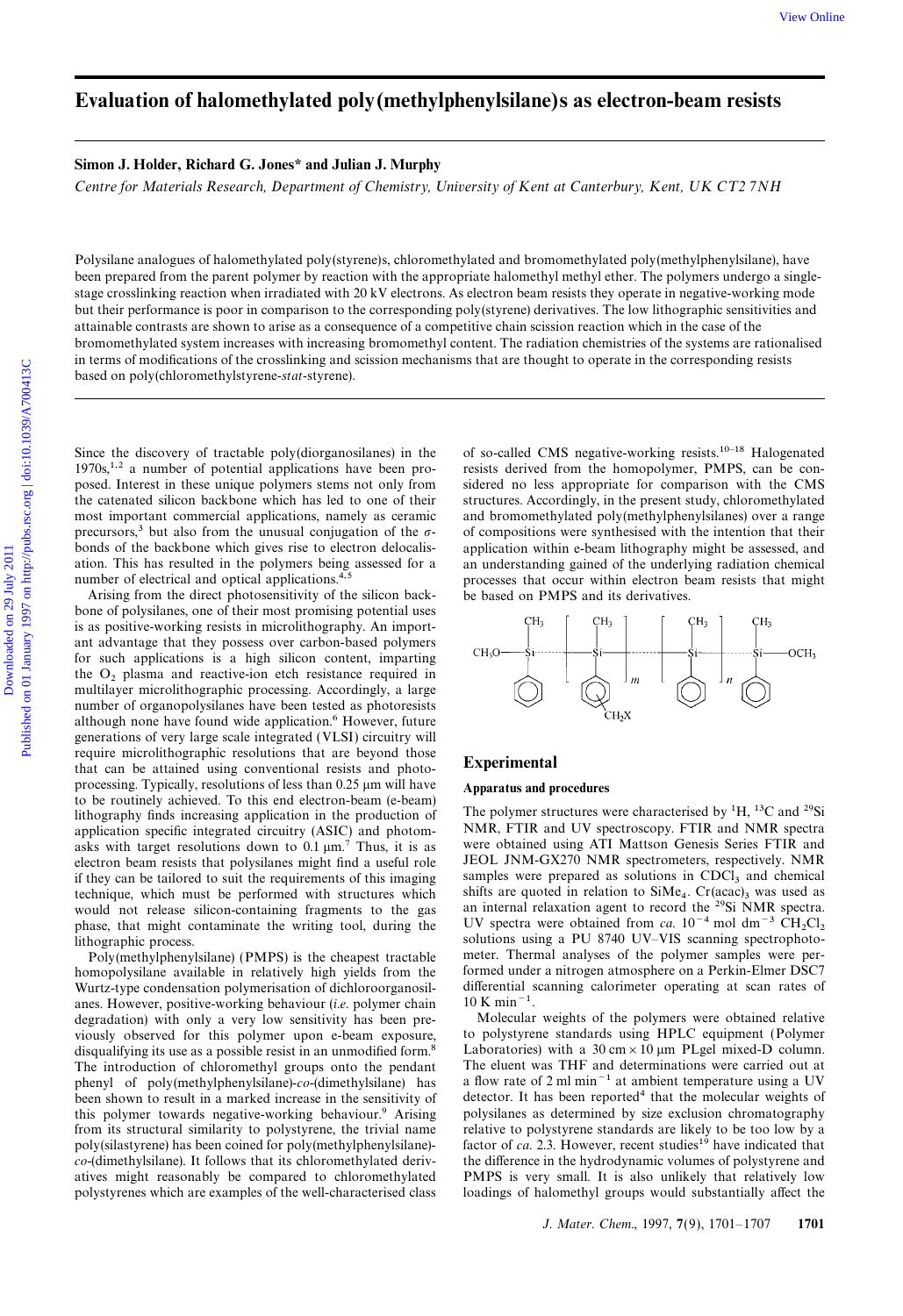# Evaluation of halomethylated poly(methylphenylsilane)s as electron-beam resists

**Simon J. Holder, Richard G. Jones\* and Julian J. Murphy**

*Centre for Materials Research, Department of Chemistry, University of Kent at Canterbury, Kent, UK CT2 7NH*

Polysilane analogues of halomethylated poly(styrene)s, chloromethylated and bromomethylated poly(methylphenylsilane), have been prepared from the parent polymer by reaction with the appropriate halomethyl methyl ether. The polymers undergo a single-stage crosslinking reaction when irradiated with 20 kV electrons. As electron beam resists they operate in negative-working mode but their performance is poor in comparison to the corresponding poly(styrene) derivatives. The low lithographic sensitivities and attainable contrasts are shown to arise as a consequence of a competitive chain scission reaction which in the case of the bromomethylated system increases with increasing bromomethyl content. The radiation chemistries of the systems are rationalised in terms of modifications of the crosslinking and scission mechanisms that are thought to operate in the corresponding resists based on poly(chloromethylstyrene-*stat*-styrene).

Since the discovery of tractable poly(diorganosilanes) in the 1970s,[1,2] a number of potential applications have been proposed. Interest in these unique polymers stems not only from the catenated silicon backbone which has led to one of their most important commercial applications, namely as ceramic precursors,[3] but also from the unusual conjugation of the $\sigma$-bonds of the backbone which gives rise to electron delocalisation. This has resulted in the polymers being assessed for a number of electrical and optical applications.[4,5]

Arising from the direct photosensitivity of the silicon backbone of polysilanes, one of their most promising potential uses is as positive-working resists in microlithography. An important advantage that they possess over carbon-based polymers for such applications is a high silicon content, imparting the $O_2$ plasma and reactive-ion etch resistance required in multilayer microlithographic processing. Accordingly, a large number of organopolysilanes have been tested as photoresists although none have found wide application.[6] However, future generations of very large scale integrated (VLSI) circuitry will require microlithographic resolutions that are beyond those that can be attained using conventional resists and photoprocessing. Typically, resolutions of less than 0.25 µm will have to be routinely achieved. To this end electron-beam (e-beam) lithography finds increasing application in the production of application specific integrated circuitry (ASIC) and photomasks with target resolutions down to 0.1 µm.[7] Thus, it is as electron beam resists that polysilanes might find a useful role if they can be tailored to suit the requirements of this imaging technique, which must be performed with structures which would not release silicon-containing fragments to the gas phase, that might contaminate the writing tool, during the lithographic process.

Poly(methylphenylsilane) (PMPS) is the cheapest tractable homopolysilane available in relatively high yields from the Wurtz-type condensation polymerisation of dichloroorganosilanes. However, positive-working behaviour (*i.e.* polymer chain degradation) with only a very low sensitivity has been previously observed for this polymer upon e-beam exposure, disqualifying its use as a possible resist in an unmodified form.[8] The introduction of chloromethyl groups onto the pendant phenyl of poly(methylphenylsilanes)-*co*-(dimethylsilane) has been shown to result in a marked increase in the sensitivity of this polymer towards negative-working behaviour.[9] Arising from its structural similarity to polystyrene, the trivial name poly(silastyrene) has been coined for poly(methylphenylsilane)-*co*-(dimethylsilane). It follows that its chloromethylated derivatives might reasonably be compared to chloromethylated polystyrenes which are examples of the well-characterised class of so-called CMS negative-working resists.[10–18] Halogenated resists derived from the homopolymer, PMPS, can be considered no less appropriate for comparison with the CMS structures. Accordingly, in the present study, chloromethylated and bromomethylated poly(methylphenylsilanes) over a range of compositions were synthesised with the intention that their application within e-beam lithography might be assessed, and an understanding gained of the underlying radiation chemical processes that occur within electron beam resists that might be based on PMPS and its derivatives.

$$CH_3O-[Si(CH_3)(C_6H_5)]-[Si(CH_3)(C_6H_4CH_2X)]_m-[Si(CH_3)(C_6H_5)]_n-Si(CH_3)(C_6H_5)-OCH_3$$

## Experimental

### Apparatus and procedures

The polymer structures were characterised by $^1$H, $^{13}$C and $^{29}$Si NMR, FTIR and UV spectroscopy. FTIR and NMR spectra were obtained using ATI Mattson Genesis Series FTIR and JEOL JNM-GX270 NMR spectrometers, respectively. NMR samples were prepared as solutions in $CDCl_3$ and chemical shifts are quoted in relation to $SiMe_4$. $Cr(acac)_3$ was used as an internal relaxation agent to record the $^{29}$Si NMR spectra. UV spectra were obtained from *ca.* $10^{-4}$ mol dm$^{-3}$ $CH_2Cl_2$ solutions using a PU 8740 UV–VIS scanning spectrophotometer. Thermal analyses of the polymer samples were performed under a nitrogen atmosphere on a Perkin-Elmer DSC7 differential scanning calorimeter operating at scan rates of 10 K min$^{-1}$.

Molecular weights of the polymers were obtained relative to polystyrene standards using HPLC equipment (Polymer Laboratories) with a 30 cm × 10 µm PLgel mixed-D column. The eluent was THF and determinations were carried out at a flow rate of 2 ml min$^{-1}$ at ambient temperature using a UV detector. It has been reported[4] that the molecular weights of polysilanes as determined by size exclusion chromatography relative to polystyrene standards are likely to be too low by a factor of *ca.* 2.3. However, recent studies[19] have indicated that the difference in the hydrodynamic volumes of polystyrene and PMPS is very small. It is also unlikely that relatively low loadings of halomethyl groups would substantially affect the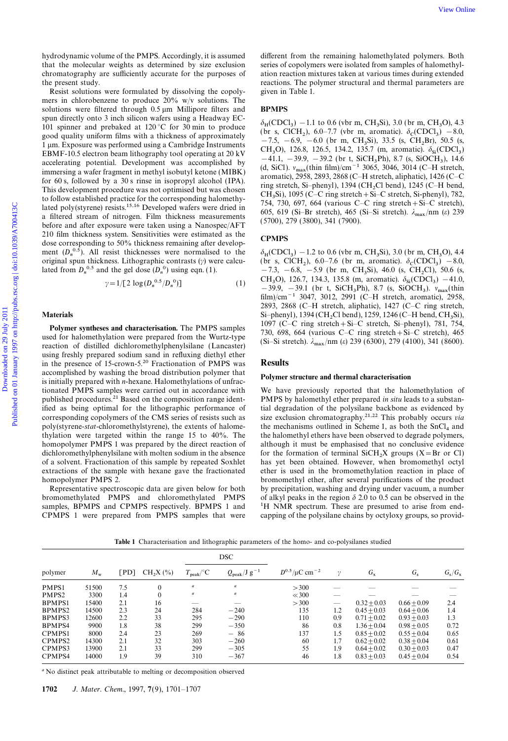hydrodynamic volume of the PMPS. Accordingly, it is assumed that the molecular weights as determined by size exclusion chromatography are sufficiently accurate for the purposes of the present study.

Resist solutions were formulated by dissolving the copolymers in chlorobenzene to produce 20% w/v solutions. The solutions were filtered through 0.5 μm Millipore filters and spun directly onto 3 inch silicon wafers using a Headway EC-101 spinner and prebaked at 120 °C for 30 min to produce good quality uniform films with a thickness of approximately 1 μm. Exposure was performed using a Cambridge Instruments EBMF-10.5 electron beam lithography tool operating at 20 kV accelerating potential. Development was accomplished by immersing a wafer fragment in methyl isobutyl ketone (MIBK) for 60 s, followed by a 30 s rinse in isopropyl alcohol (IPA). This development procedure was not optimised but was chosen to follow established practice for the corresponding halomethylated poly(styrene) resists.[15,16] Developed wafers were dried in a filtered stream of nitrogen. Film thickness measurements before and after exposure were taken using a Nanospec/AFT 210 film thickness system. Sensitivities were estimated as the dose corresponding to 50% thickness remaining after development ($D_n^{0.5}$). All resist thicknesses were normalised to the original spun thickness. Lithographic contrasts ($\gamma$) were calculated from $D_n^{0.5}$ and the gel dose ($D_n^0$) using eqn. (1).

$$\gamma = 1/[2\log(D_n^{0.5}/D_n^0)] \tag{1}$$

## Materials

**Polymer syntheses and characterisation.** The PMPS samples used for halomethylation were prepared from the Wurtz-type reaction of distilled dichloromethylphenylsilane (Lancaster) using freshly prepared sodium sand in refluxing diethyl ether in the presence of 15-crown-5.[20] Fractionation of PMPS was accomplished by washing the broad distribution polymer that is initially prepared with *n*-hexane. Halomethylations of unfractionated PMPS samples were carried out in accordance with published procedures.[21] Based on the composition range identified as being optimal for the lithographic performance of corresponding copolymers of the CMS series of resists such as poly(styrene-*stat*-chloromethylstyrene), the extents of halomethylation were targeted within the range 15 to 40%. The homopolymer PMPS 1 was prepared by the direct reaction of dichloromethylphenylsilane with molten sodium in the absence of a solvent. Fractionation of this sample by repeated Soxhlet extractions of the sample with hexane gave the fractionated homopolymer PMPS 2.

Representative spectroscopic data are given below for both bromomethylated PMPS and chloromethylated PMPS samples, BPMPS and CPMPS respectively. BPMPS 1 and CPMPS 1 were prepared from PMPS samples that were different from the remaining halomethylated polymers. Both series of copolymers were isolated from samples of halomethylation reaction mixtures taken at various times during extended reactions. The polymer structural and thermal parameters are given in Table 1.

### BPMPS

$\delta_H(CDCl_3)$ −1.1 to 0.6 (vbr m, $CH_3Si$), 3.0 (br m, $CH_3O$), 4.3 (br s, $ClCH_2$), 6.0–7.7 (vbr m, aromatic). $\delta_C(CDCl_3)$ −8.0, −7.5, −6.9, −6.0 (br m, $CH_3Si$), 33.5 (s, $CH_2Br$), 50.5 (s, $CH_3O$), 126.8, 126.5, 134.2, 135.7 (m, aromatic). $\delta_{Si}(CDCl_3)$ −41.1, −39.9, −39.2 (br t, $SiCH_3Ph$), 8.7 (s, $SiOCH_3$), 14.6 (d, SiCl). $\nu_{max}$(thin film)/cm$^{-1}$ 3065, 3046, 3014 (C–H stretch, aromatic), 2958, 2893, 2868 (C–H stretch, aliphatic), 1426 (C–C ring stretch, Si–phenyl), 1394 ($CH_2Cl$ bend), 1245 (C–H bend, $CH_3Si$), 1095 (C–C ring stretch + Si–C stretch, Si-phenyl), 782, 754, 730, 697, 664 (various C–C ring stretch + Si–C stretch), 605, 619 (Si–Br stretch), 465 (Si–Si stretch). $\lambda_{max}$/nm ($\varepsilon$) 239 (5700), 279 (3800), 341 (7900).

### CPMPS

$\delta_H(CDCl_3)$ −1.2 to 0.6 (vbr m, $CH_3Si$), 3.0 (br m, $CH_3O$), 4.4 (br s, $ClCH_2$), 6.0–7.6 (br m, aromatic). $\delta_C(CDCl_3)$ −8.0, −7.3, −6.8, −5.9 (br m, $CH_3Si$), 46.0 (s, $CH_2Cl$), 50.6 (s, $CH_3O$), 126.7, 134.3, 135.8 (m, aromatic). $\delta_{Si}(CDCl_3)$ −41.0, −39.9, −39.1 (br t, $SiCH_3Ph$), 8.7 (s, $SiOCH_3$). $\nu_{max}$(thin film)/cm$^{-1}$ 3047, 3012, 2991 (C–H stretch, aromatic), 2958, 2893, 2868 (C–H stretch, aliphatic), 1427 (C–C ring stretch, Si–phenyl), 1394 ($CH_2Cl$ bend), 1259, 1246 (C–H bend, $CH_3Si$), 1097 (C–C ring stretch + Si–C stretch, Si–phenyl), 781, 754, 730, 698, 664 (various C–C ring stretch + Si–C stretch), 465 (Si–Si stretch). $\lambda_{max}$/nm ($\varepsilon$) 239 (6300), 279 (4100), 341 (8600).

## Results

### Polymer structure and thermal characterisation

We have previously reported that the halomethylation of PMPS by halomethyl ether prepared *in situ* leads to a substantial degradation of the polysilane backbone as evidenced by size exclusion chromatography.[21,22] This probably occurs *via* the mechanisms outlined in Scheme 1, as both the $SnCl_4$ and the halomethyl ethers have been observed to degrade polymers, although it must be emphasised that no conclusive evidence for the formation of terminal $SiCH_2X$ groups (X = Br or Cl) has yet been obtained. However, when bromomethyl octyl ether is used in the bromomethylation reaction in place of bromomethyl ether, after several purifications of the product by precipitation, washing and drying under vacuum, a number of alkyl peaks in the region $\delta$ 2.0 to 0.5 can be observed in the $^1$H NMR spectrum. These are presumed to arise from end-capping of the polysilane chains by octyloxy groups, so provid-

**Table 1** Characterisation and lithographic parameters of the homo- and co-polysilanes studied

| polymer | $M_w$ | [PD] | $CH_2X$ (%) | DSC | | $D^{0.5}$/μC cm$^{-2}$ | $\gamma$ | $G_x$ | $G_s$ | $G_s/G_x$ |
|---|---|---|---|---|---|---|---|---|---|---|
| | | | | $T_{peak}$/°C | $Q_{peak}$/J g$^{-1}$ | | | | | |
| PMPS1 | 51500 | 7.5 | 0 | [a] | [a] | >300 | — | — | — | — |
| PMPS2 | 3300 | 1.4 | 0 | [a] | [a] | ≪300 | — | — | — | — |
| BPMPS1 | 15400 | 2.1 | 16 | — | — | >300 | — | 0.32 ± 0.03 | 0.66 ± 0.09 | 2.4 |
| BPMPS2 | 14500 | 2.3 | 24 | 284 | −240 | 135 | 1.2 | 0.45 ± 0.03 | 0.64 ± 0.06 | 1.4 |
| BPMPS3 | 12600 | 2.2 | 33 | 295 | −290 | 110 | 0.9 | 0.71 ± 0.02 | 0.93 ± 0.03 | 1.3 |
| BPMPS4 | 9900 | 1.8 | 38 | 299 | −350 | 86 | 0.8 | 1.36 ± 0.04 | 0.98 ± 0.05 | 0.72 |
| CPMPS1 | 8000 | 2.4 | 23 | 269 | −86 | 137 | 1.5 | 0.85 ± 0.02 | 0.55 ± 0.04 | 0.65 |
| CPMPS2 | 14300 | 2.1 | 32 | 303 | −260 | 60 | 1.7 | 0.62 ± 0.02 | 0.38 ± 0.04 | 0.61 |
| CPMPS3 | 13900 | 2.1 | 33 | 299 | −305 | 55 | 1.9 | 0.64 ± 0.02 | 0.30 ± 0.03 | 0.47 |
| CPMPS4 | 14000 | 1.9 | 39 | 310 | −367 | 46 | 1.8 | 0.83 ± 0.03 | 0.45 ± 0.04 | 0.54 |

[a] No distinct peak attributable to melting or decomposition observed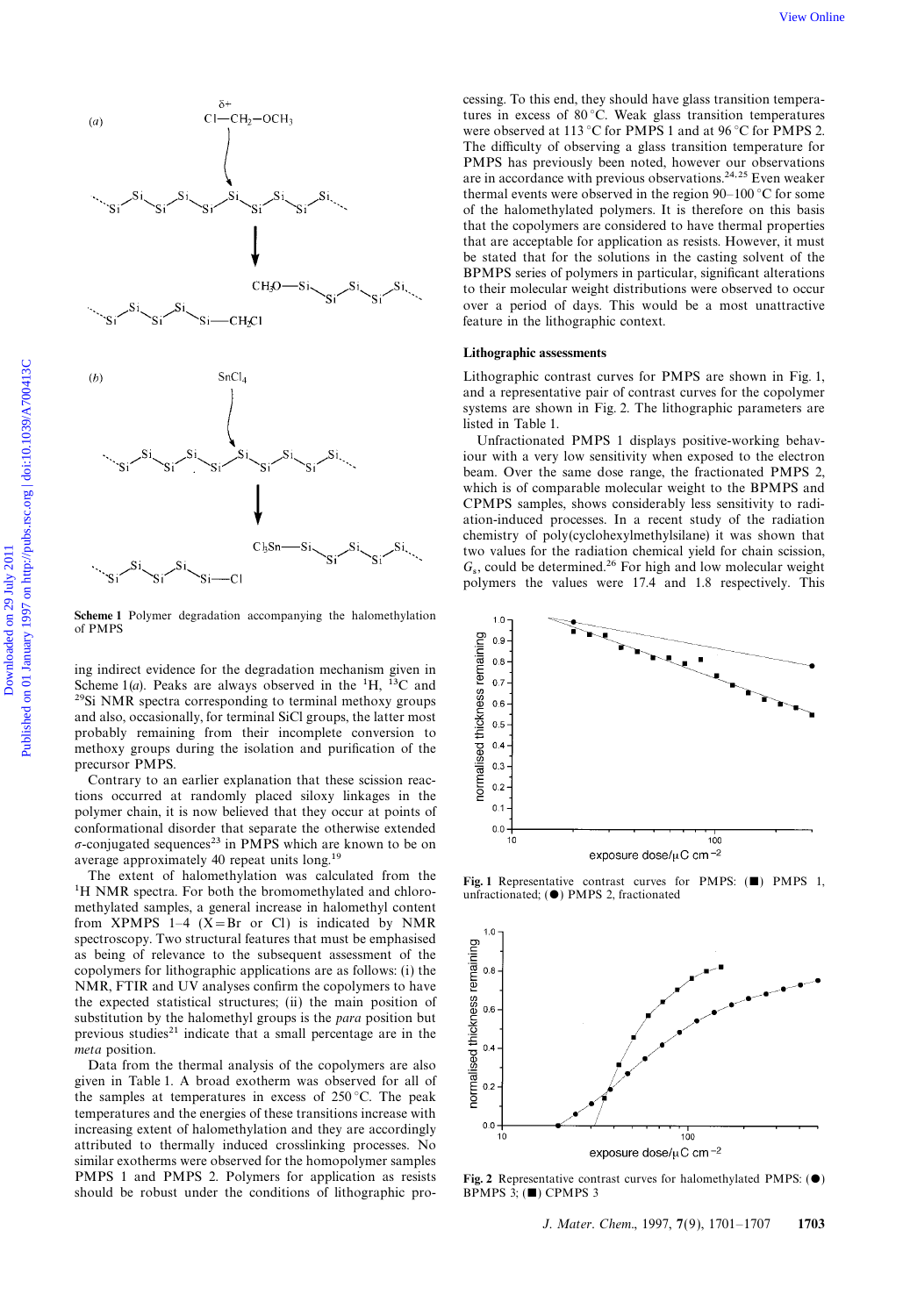Scheme 1 Polymer degradation accompanying the halomethylation of PMPS

ing indirect evidence for the degradation mechanism given in Scheme 1(*a*). Peaks are always observed in the $^{1}H$, $^{13}C$ and $^{29}Si$ NMR spectra corresponding to terminal methoxy groups and also, occasionally, for terminal SiCl groups, the latter most probably remaining from their incomplete conversion to methoxy groups during the isolation and purification of the precursor PMPS.

Contrary to an earlier explanation that these scission reactions occurred at randomly placed siloxy linkages in the polymer chain, it is now believed that they occur at points of conformational disorder that separate the otherwise extended σ-conjugated sequences[23] in PMPS which are known to be on average approximately 40 repeat units long.[19]

The extent of halomethylation was calculated from the $^{1}H$ NMR spectra. For both the bromomethylated and chloromethylated samples, a general increase in halomethyl content from XPMPS 1–4 (X=Br or Cl) is indicated by NMR spectroscopy. Two structural features that must be emphasised as being of relevance to the subsequent assessment of the copolymers for lithographic applications are as follows: (i) the NMR, FTIR and UV analyses confirm the copolymers to have the expected statistical structures; (ii) the main position of substitution by the halomethyl groups is the *para* position but previous studies[21] indicate that a small percentage are in the *meta* position.

Data from the thermal analysis of the copolymers are also given in Table 1. A broad exotherm was observed for all of the samples at temperatures in excess of 250 °C. The peak temperatures and the energies of these transitions increase with increasing extent of halomethylation and they are accordingly attributed to thermally induced crosslinking processes. No similar exotherms were observed for the homopolymer samples PMPS 1 and PMPS 2. Polymers for application as resists should be robust under the conditions of lithographic processing. To this end, they should have glass transition temperatures in excess of 80 °C. Weak glass transition temperatures were observed at 113 °C for PMPS 1 and at 96 °C for PMPS 2. The difficulty of observing a glass transition temperature for PMPS has previously been noted, however our observations are in accordance with previous observations.[24,25] Even weaker thermal events were observed in the region 90–100 °C for some of the halomethylated polymers. It is therefore on this basis that the copolymers are considered to have thermal properties that are acceptable for application as resists. However, it must be stated that for the solutions in the casting solvent of the BPMPS series of polymers in particular, significant alterations to their molecular weight distributions were observed to occur over a period of days. This would be a most unattractive feature in the lithographic context.

### Lithographic assessments

Lithographic contrast curves for PMPS are shown in Fig. 1, and a representative pair of contrast curves for the copolymer systems are shown in Fig. 2. The lithographic parameters are listed in Table 1.

Unfractionated PMPS 1 displays positive-working behaviour with a very low sensitivity when exposed to the electron beam. Over the same dose range, the fractionated PMPS 2, which is of comparable molecular weight to the BPMPS and CPMPS samples, shows considerably less sensitivity to radiation-induced processes. In a recent study of the radiation chemistry of poly(cyclohexylmethylsilane) it was shown that two values for the radiation chemical yield for chain scission, $G_s$, could be determined.[26] For high and low molecular weight polymers the values were 17.4 and 1.8 respectively. This

Fig. 1 Representative contrast curves for PMPS: (■) PMPS 1, unfractionated; (●) PMPS 2, fractionated

Fig. 2 Representative contrast curves for halomethylated PMPS: (●) BPMPS 3; (■) CPMPS 3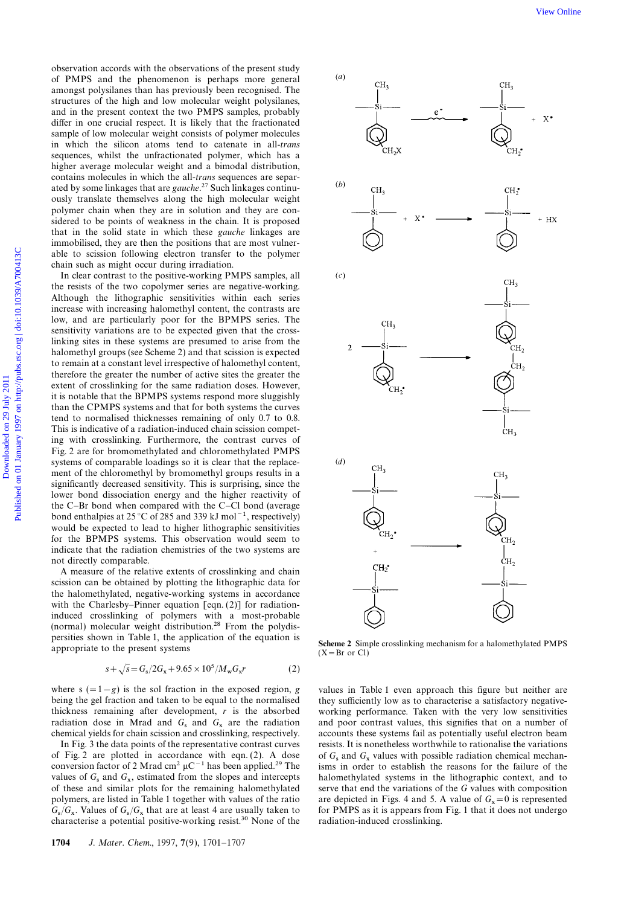observation accords with the observations of the present study of PMPS and the phenomenon is perhaps more general amongst polysilanes than has previously been recognised. The structures of the high and low molecular weight polysilanes, and in the present context the two PMPS samples, probably differ in one crucial respect. It is likely that the fractionated sample of low molecular weight consists of polymer molecules in which the silicon atoms tend to catenate in all-*trans* sequences, whilst the unfractionated polymer, which has a higher average molecular weight and a bimodal distribution, contains molecules in which the all-*trans* sequences are separated by some linkages that are *gauche*.[27] Such linkages continuously translate themselves along the high molecular weight polymer chain when they are in solution and they are considered to be points of weakness in the chain. It is proposed that in the solid state in which these *gauche* linkages are immobilised, they are then the positions that are most vulnerable to scission following electron transfer to the polymer chain such as might occur during irradiation.

In clear contrast to the positive-working PMPS samples, all the resists of the two copolymer series are negative-working. Although the lithographic sensitivities within each series increase with increasing halomethyl content, the contrasts are low, and are particularly poor for the BPMPS series. The sensitivity variations are to be expected given that the crosslinking sites in these systems are presumed to arise from the halomethyl groups (see Scheme 2) and that scission is expected to remain at a constant level irrespective of halomethyl content, therefore the greater the number of active sites the greater the extent of crosslinking for the same radiation doses. However, it is notable that the BPMPS systems respond more sluggishly than the CPMPS systems and that for both systems the curves tend to normalised thicknesses remaining of only 0.7 to 0.8. This is indicative of a radiation-induced chain scission competing with crosslinking. Furthermore, the contrast curves of Fig. 2 are for bromomethylated and chloromethylated PMPS systems of comparable loadings so it is clear that the replacement of the chloromethyl by bromomethyl groups results in a significantly decreased sensitivity. This is surprising, since the lower bond dissociation energy and the higher reactivity of the C–Br bond when compared with the C–Cl bond (average bond enthalpies at 25 °C of 285 and 339 kJ mol$^{-1}$, respectively) would be expected to lead to higher lithographic sensitivities for the BPMPS systems. This observation would seem to indicate that the radiation chemistries of the two systems are not directly comparable.

A measure of the relative extents of crosslinking and chain scission can be obtained by plotting the lithographic data for the halomethylated, negative-working systems in accordance with the Charlesby–Pinner equation [eqn. (2)] for radiation-induced crosslinking of polymers with a most-probable (normal) molecular weight distribution.[28] From the polydispersities shown in Table 1, the application of the equation is appropriate to the present systems

$$s+\sqrt{s}=G_s/2G_x+9.65\times10^5/M_wG_xr \qquad (2)$$

where s $(=1-g)$ is the sol fraction in the exposed region, $g$ being the gel fraction and taken to be equal to the normalised thickness remaining after development, $r$ is the absorbed radiation dose in Mrad and $G_s$ and $G_x$ are the radiation chemical yields for chain scission and crosslinking, respectively.

In Fig. 3 the data points of the representative contrast curves of Fig. 2 are plotted in accordance with eqn. (2). A dose conversion factor of 2 Mrad cm$^2$ μC$^{-1}$ has been applied.[29] The values of $G_s$ and $G_x$, estimated from the slopes and intercepts of these and similar plots for the remaining halomethylated polymers, are listed in Table 1 together with values of the ratio $G_s/G_x$. Values of $G_s/G_x$ that are at least 4 are usually taken to characterise a potential positive-working resist.[30] None of the values in Table 1 even approach this figure but neither are they sufficiently low as to characterise a satisfactory negative-working performance. Taken with the very low sensitivities and poor contrast values, this signifies that on a number of accounts these systems fail as potentially useful electron beam resists. It is nonetheless worthwhile to rationalise the variations of $G_s$ and $G_x$ values with possible radiation chemical mechanisms in order to establish the reasons for the failure of the halomethylated systems in the lithographic context, and to serve that end the variations of the $G$ values with composition are depicted in Figs. 4 and 5. A value of $G_x=0$ is represented for PMPS as it is appears from Fig. 1 that it does not undergo radiation-induced crosslinking.

**Scheme 2** Simple crosslinking mechanism for a halomethylated PMPS (X = Br or Cl)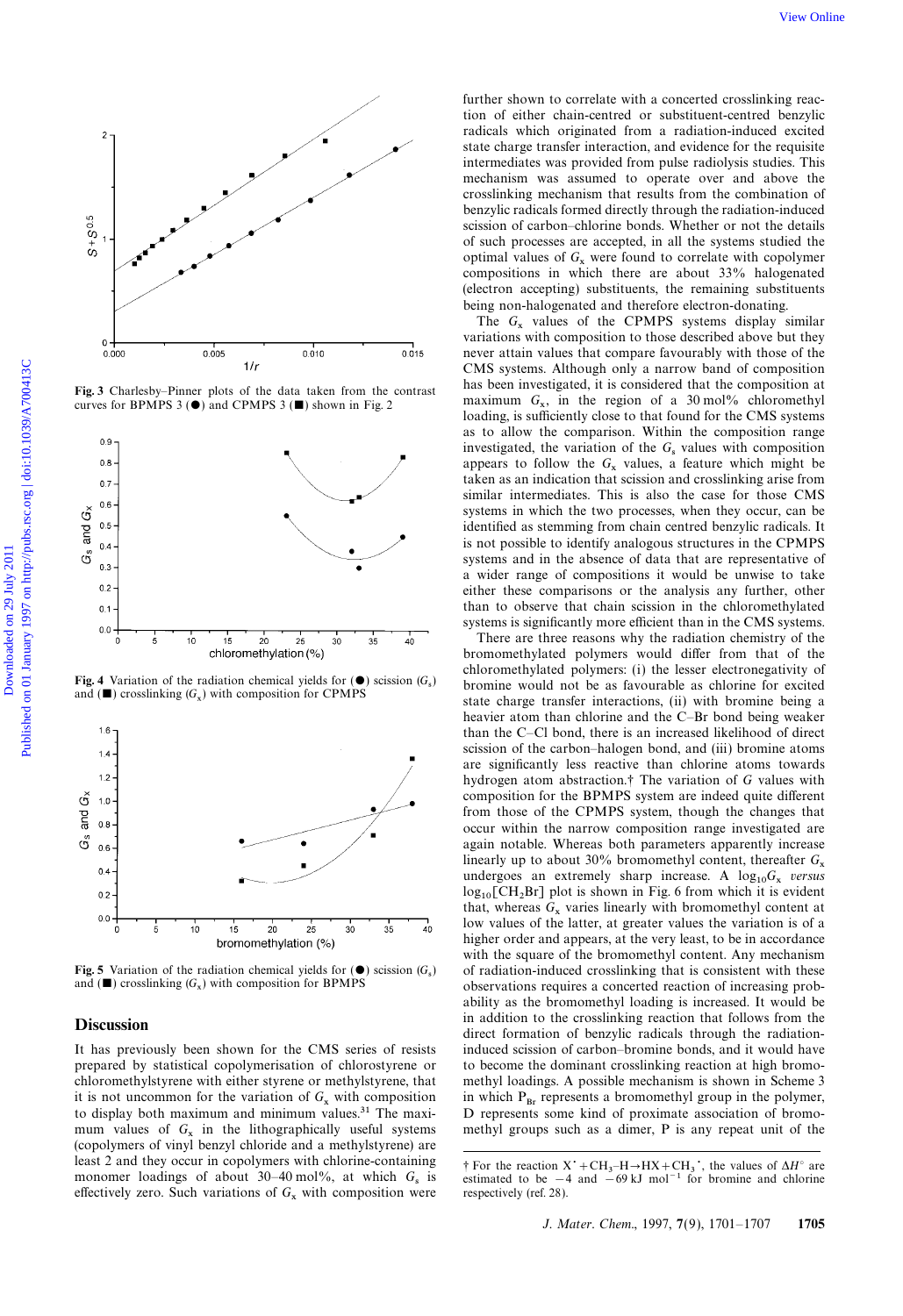Fig. 3 Charlesby–Pinner plots of the data taken from the contrast curves for BPMPS 3 (●) and CPMPS 3 (■) shown in Fig. 2

Fig. 4 Variation of the radiation chemical yields for (●) scission ($G_s$) and (■) crosslinking ($G_x$) with composition for CPMPS

Fig. 5 Variation of the radiation chemical yields for (●) scission ($G_s$) and (■) crosslinking ($G_x$) with composition for BPMPS

## Discussion

It has previously been shown for the CMS series of resists prepared by statistical copolymerisation of chlorostyrene or chloromethylstyrene with either styrene or methylstyrene, that it is not uncommon for the variation of $G_x$ with composition to display both maximum and minimum values.[31] The maximum values of $G_x$ in the lithographically useful systems (copolymers of vinyl benzyl chloride and a methylstyrene) are least 2 and they occur in copolymers with chlorine-containing monomer loadings of about 30–40 mol%, at which $G_s$ is effectively zero. Such variations of $G_x$ with composition were further shown to correlate with a concerted crosslinking reaction of either chain-centred or substituent-centred benzylic radicals which originated from a radiation-induced excited state charge transfer interaction, and evidence for the requisite intermediates was provided from pulse radiolysis studies. This mechanism was assumed to operate over and above the crosslinking mechanism that results from the combination of benzylic radicals formed directly through the radiation-induced scission of carbon–chlorine bonds. Whether or not the details of such processes are accepted, in all the systems studied the optimal values of $G_x$ were found to correlate with copolymer compositions in which there are about 33% halogenated (electron accepting) substituents, the remaining substituents being non-halogenated and therefore electron-donating.

The $G_x$ values of the CPMPS systems display similar variations with composition to those described above but they never attain values that compare favourably with those of the CMS systems. Although only a narrow band of composition has been investigated, it is considered that the composition at maximum $G_x$, in the region of a 30 mol% chloromethyl loading, is sufficiently close to that found for the CMS systems as to allow the comparison. Within the composition range investigated, the variation of the $G_s$ values with composition appears to follow the $G_x$ values, a feature which might be taken as an indication that scission and crosslinking arise from similar intermediates. This is also the case for those CMS systems in which the two processes, when they occur, can be identified as stemming from chain centred benzylic radicals. It is not possible to identify analogous structures in the CPMPS systems and in the absence of data that are representative of a wider range of compositions it would be unwise to take either these comparisons or the analysis any further, other than to observe that chain scission in the chloromethylated systems is significantly more efficient than in the CMS systems.

There are three reasons why the radiation chemistry of the bromomethylated polymers would differ from that of the chloromethylated polymers: (i) the lesser electronegativity of bromine would not be as favourable as chlorine for excited state charge transfer interactions, (ii) with bromine being a heavier atom than chlorine and the C–Br bond being weaker than the C–Cl bond, there is an increased likelihood of direct scission of the carbon–halogen bond, and (iii) bromine atoms are significantly less reactive than chlorine atoms towards hydrogen atom abstraction.† The variation of $G$ values with composition for the BPMPS system are indeed quite different from those of the CPMPS system, though the changes that occur within the narrow composition range investigated are again notable. Whereas both parameters apparently increase linearly up to about 30% bromomethyl content, thereafter $G_x$ undergoes an extremely sharp increase. A $\log_{10}G_x$ *versus* $\log_{10}[CH_2Br]$ plot is shown in Fig. 6 from which it is evident that, whereas $G_x$ varies linearly with bromomethyl content at low values of the latter, at greater values the variation is of a higher order and appears, at the very least, to be in accordance with the square of the bromomethyl content. Any mechanism of radiation-induced crosslinking that is consistent with these observations requires a concerted reaction of increasing probability as the bromomethyl loading is increased. It would be in addition to the crosslinking reaction that follows from the direct formation of benzylic radicals through the radiation-induced scission of carbon–bromine bonds, and it would have to become the dominant crosslinking reaction at high bromomethyl loadings. A possible mechanism is shown in Scheme 3 in which $P_{Br}$ represents a bromomethyl group in the polymer, D represents some kind of proximate association of bromomethyl groups such as a dimer, P is any repeat unit of the

† For the reaction $X^{\bullet} + CH_3{-}H \rightarrow HX + CH_3^{\bullet}$, the values of $\Delta H^{\circ}$ are estimated to be $-4$ and $-69$ kJ mol$^{-1}$ for bromine and chlorine respectively (ref. 28).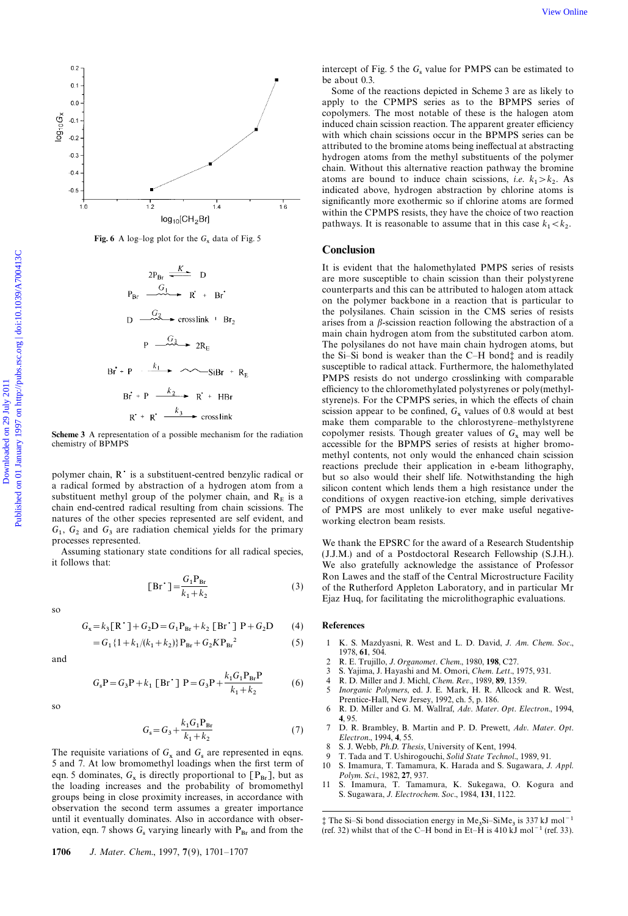Fig. 6 A log–log plot for the $G_x$ data of Fig. 5

$$2P_{Br} \overset{K}{\rightleftharpoons} D$$

$$P_{Br} \xrightarrow{G_1} R^{\bullet} + Br^{\bullet}$$

$$D \xrightarrow{G_2} \text{crosslink} + Br_2$$

$$P \xrightarrow{G_3} 2R_E$$

$$Br^{\bullet} + P \xrightarrow{k_1} \sim\!\sim SiBr + R_E$$

$$Br^{\bullet} + P \xrightarrow{k_2} R^{\bullet} + HBr$$

$$R^{\bullet} + R^{\bullet} \xrightarrow{k_3} \text{crosslink}$$

**Scheme 3** A representation of a possible mechanism for the radiation chemistry of BPMPS

polymer chain, $R^{\bullet}$ is a substituent-centred benzylic radical or a radical formed by abstraction of a hydrogen atom from a substituent methyl group of the polymer chain, and $R_E$ is a chain end-centred radical resulting from chain scissions. The natures of the other species represented are self evident, and $G_1$, $G_2$ and $G_3$ are radiation chemical yields for the primary processes represented.

Assuming stationary state conditions for all radical species, it follows that:

$$[Br^{\bullet}] = \frac{G_1 P_{Br}}{k_1 + k_2} \tag{3}$$

so

$$G_x = k_3[R^{\bullet}] + G_2 D = G_1 P_{Br} + k_2 [Br^{\bullet}] P + G_2 D \tag{4}$$

$$= G_1\{1 + k_1/(k_1 + k_2)\} P_{Br} + G_2 K P_{Br}^2 \tag{5}$$

and

$$G_s P = G_3 P + k_1 [Br^{\bullet}] P = G_3 P + \frac{k_1 G_1 P_{Br} P}{k_1 + k_2} \tag{6}$$

so

$$G_s = G_3 + \frac{k_1 G_1 P_{Br}}{k_1 + k_2} \tag{7}$$

The requisite variations of $G_x$ and $G_s$ are represented in eqns. 5 and 7. At low bromomethyl loadings when the first term of eqn. 5 dominates, $G_x$ is directly proportional to $[P_{Br}]$, but as the loading increases and the probability of bromomethyl groups being in close proximity increases, in accordance with observation the second term assumes a greater importance until it eventually dominates. Also in accordance with observation, eqn. 7 shows $G_s$ varying linearly with $P_{Br}$ and from the intercept of Fig. 5 the $G_s$ value for PMPS can be estimated to be about 0.3.

Some of the reactions depicted in Scheme 3 are as likely to apply to the CPMPS series as to the BPMPS series of copolymers. The most notable of these is the halogen atom induced chain scission reaction. The apparent greater efficiency with which chain scissions occur in the BPMPS series can be attributed to the bromine atoms being ineffectual at abstracting hydrogen atoms from the methyl substituents of the polymer chain. Without this alternative reaction pathway the bromine atoms are bound to induce chain scissions, *i.e.* $k_1 > k_2$. As indicated above, hydrogen abstraction by chlorine atoms is significantly more exothermic so if chlorine atoms are formed within the CPMPS resists, they have the choice of two reaction pathways. It is reasonable to assume that in this case $k_1 < k_2$.

## Conclusion

It is evident that the halomethylated PMPS series of resists are more susceptible to chain scission than their polystyrene counterparts and this can be attributed to halogen atom attack on the polymer backbone in a reaction that is particular to the polysilanes. Chain scission in the CMS series of resists arises from a β-scission reaction following the abstraction of a main chain hydrogen atom from the substituted carbon atom. The polysilanes do not have main chain hydrogen atoms, but the Si–Si bond is weaker than the C–H bond‡ and is readily susceptible to radical attack. Furthermore, the halomethylated PMPS resists do not undergo crosslinking with comparable efficiency to the chloromethylated polystyrenes or poly(methylstyrene)s. For the CPMPS series, in which the effects of chain scission appear to be confined, $G_x$ values of 0.8 would at best make them comparable to the chlorostyrene–methylstyrene copolymer resists. Though greater values of $G_x$ may well be accessible for the BPMPS series of resists at higher bromomethyl contents, not only would the enhanced chain scission reactions preclude their application in e-beam lithography, but so also would their shelf life. Notwithstanding the high silicon content which lends them a high resistance under the conditions of oxygen reactive-ion etching, simple derivatives of PMPS are most unlikely to ever make useful negative-working electron beam resists.

We thank the EPSRC for the award of a Research Studentship (J.J.M.) and of a Postdoctoral Research Fellowship (S.J.H.). We also gratefully acknowledge the assistance of Professor Ron Lawes and the staff of the Central Microstructure Facility of the Rutherford Appleton Laboratory, and in particular Mr Ejaz Huq, for facilitating the microlithographic evaluations.

## References

1. K. S. Mazdyasni, R. West and L. D. David, *J. Am. Chem. Soc.*, 1978, **61**, 504.
2. R. E. Trujillo, *J. Organomet. Chem.*, 1980, **198**, C27.
3. S. Yajima, J. Hayashi and M. Omori, *Chem. Lett.*, 1975, 931.
4. R. D. Miller and J. Michl, *Chem. Rev.*, 1989, **89**, 1359.
5. *Inorganic Polymers*, ed. J. E. Mark, H. R. Allcock and R. West, Prentice-Hall, New Jersey, 1992, ch. 5, p. 186.
6. R. D. Miller and G. M. Wallraf, *Adv. Mater. Opt. Electron.*, 1994, **4**, 95.
7. D. R. Brambley, B. Martin and P. D. Prewett, *Adv. Mater. Opt. Electron.*, 1994, **4**, 55.
8. S. J. Webb, *Ph.D. Thesis*, University of Kent, 1994.
9. T. Tada and T. Ushirogouchi, *Solid State Technol.*, 1989, 91.
10. S. Imamura, T. Tamamura, K. Harada and S. Sugawara, *J. Appl. Polym. Sci.*, 1982, **27**, 937.
11. S. Imamura, T. Tamamura, K. Sukegawa, O. Kogura and S. Sugawara, *J. Electrochem. Soc.*, 1984, **131**, 1122.

‡ The Si–Si bond dissociation energy in $Me_3Si–SiMe_3$ is 337 kJ $mol^{-1}$ (ref. 32) whilst that of the C–H bond in Et–H is 410 kJ $mol^{-1}$ (ref. 33).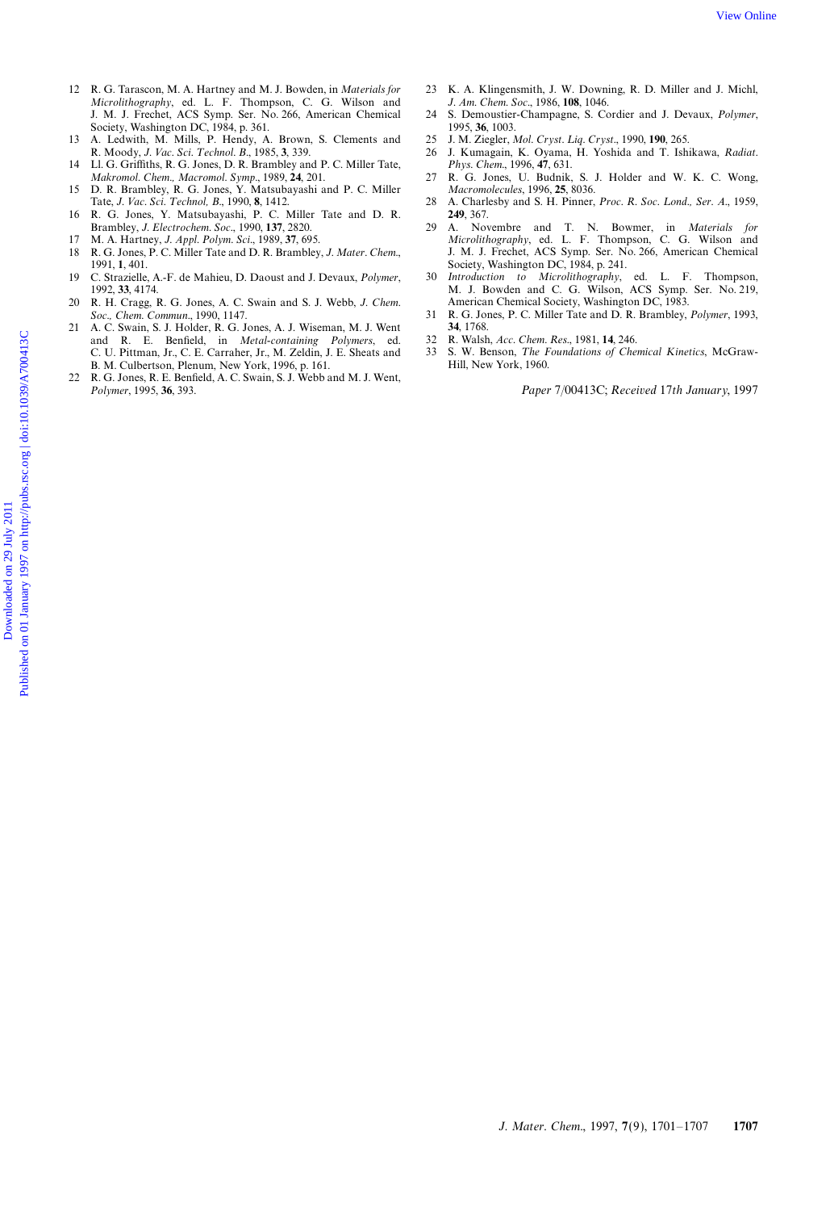12 R. G. Tarascon, M. A. Hartney and M. J. Bowden, in *Materials for Microlithography*, ed. L. F. Thompson, C. G. Wilson and J. M. J. Frechet, ACS Symp. Ser. No. 266, American Chemical Society, Washington DC, 1984, p. 361.

13 A. Ledwith, M. Mills, P. Hendy, A. Brown, S. Clements and R. Moody, *J. Vac. Sci. Technol. B.*, 1985, **3**, 339.

14 Ll. G. Griffiths, R. G. Jones, D. R. Brambley and P. C. Miller Tate, *Makromol. Chem., Macromol. Symp.*, 1989, **24**, 201.

15 D. R. Brambley, R. G. Jones, Y. Matsubayashi and P. C. Miller Tate, *J. Vac. Sci. Technol, B.*, 1990, **8**, 1412.

16 R. G. Jones, Y. Matsubayashi, P. C. Miller Tate and D. R. Brambley, *J. Electrochem. Soc.*, 1990, **137**, 2820.

17 M. A. Hartney, *J. Appl. Polym. Sci.*, 1989, **37**, 695.

18 R. G. Jones, P. C. Miller Tate and D. R. Brambley, *J. Mater. Chem.*, 1991, **1**, 401.

19 C. Strazielle, A.-F. de Mahieu, D. Daoust and J. Devaux, *Polymer*, 1992, **33**, 4174.

20 R. H. Cragg, R. G. Jones, A. C. Swain and S. J. Webb, *J. Chem. Soc., Chem. Commun.*, 1990, 1147.

21 A. C. Swain, S. J. Holder, R. G. Jones, A. J. Wiseman, M. J. Went and R. E. Benfield, in *Metal-containing Polymers*, ed. C. U. Pittman, Jr., C. E. Carraher, Jr., M. Zeldin, J. E. Sheats and B. M. Culbertson, Plenum, New York, 1996, p. 161.

22 R. G. Jones, R. E. Benfield, A. C. Swain, S. J. Webb and M. J. Went, *Polymer*, 1995, **36**, 393.

23 K. A. Klingensmith, J. W. Downing, R. D. Miller and J. Michl, *J. Am. Chem. Soc.*, 1986, **108**, 1046.

24 S. Demoustier-Champagne, S. Cordier and J. Devaux, *Polymer*, 1995, **36**, 1003.

25 J. M. Ziegler, *Mol. Cryst. Liq. Cryst.*, 1990, **190**, 265.

26 J. Kumagain, K. Oyama, H. Yoshida and T. Ishikawa, *Radiat. Phys. Chem.*, 1996, **47**, 631.

27 R. G. Jones, U. Budnik, S. J. Holder and W. K. C. Wong, *Macromolecules*, 1996, **25**, 8036.

28 A. Charlesby and S. H. Pinner, *Proc. R. Soc. Lond., Ser. A.*, 1959, **249**, 367.

29 A. Novembre and T. N. Bowmer, in *Materials for Microlithography*, ed. L. F. Thompson, C. G. Wilson and J. M. J. Frechet, ACS Symp. Ser. No. 266, American Chemical Society, Washington DC, 1984, p. 241.

30 *Introduction to Microlithography*, ed. L. F. Thompson, M. J. Bowden and C. G. Wilson, ACS Symp. Ser. No. 219, American Chemical Society, Washington DC, 1983.

31 R. G. Jones, P. C. Miller Tate and D. R. Brambley, *Polymer*, 1993, **34**, 1768.

32 R. Walsh, *Acc. Chem. Res.*, 1981, **14**, 246.

33 S. W. Benson, *The Foundations of Chemical Kinetics*, McGraw-Hill, New York, 1960.

*Paper 7/00413C; Received 17th January, 1997*